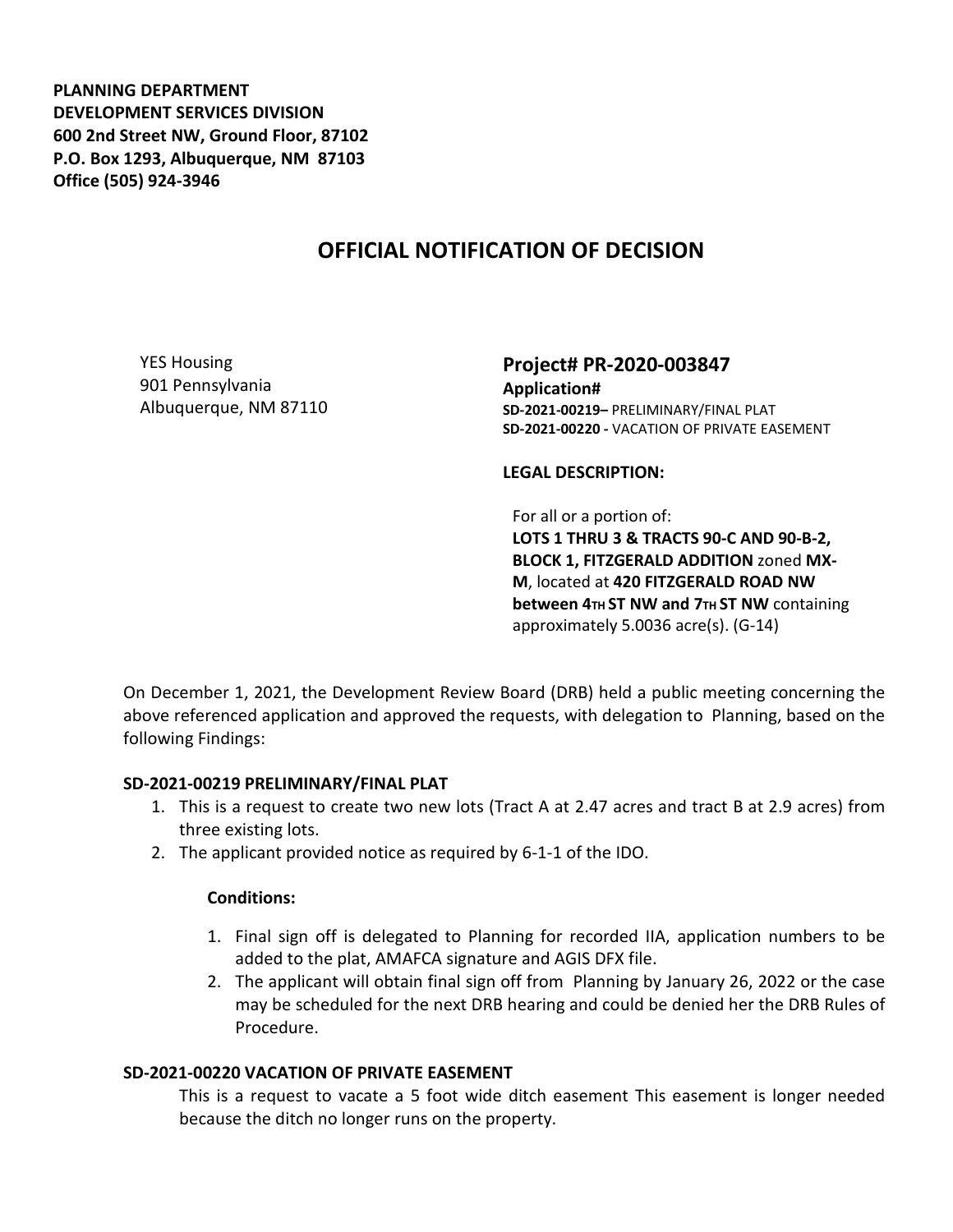**PLANNING DEPARTMENT**
**DEVELOPMENT SERVICES DIVISION**
**600 2nd Street NW, Ground Floor, 87102**
**P.O. Box 1293, Albuquerque, NM 87103**
**Office (505) 924-3946**

# OFFICIAL NOTIFICATION OF DECISION

YES Housing
901 Pennsylvania
Albuquerque, NM 87110

## Project# PR-2020-003847

**Application#**
**SD-2021-00219–** PRELIMINARY/FINAL PLAT
**SD-2021-00220 -** VACATION OF PRIVATE EASEMENT

**LEGAL DESCRIPTION:**

For all or a portion of:
**LOTS 1 THRU 3 & TRACTS 90-C AND 90-B-2, BLOCK 1, FITZGERALD ADDITION** zoned **MX-M**, located at **420 FITZGERALD ROAD NW between 4TH ST NW and 7TH ST NW** containing approximately 5.0036 acre(s). (G-14)

On December 1, 2021, the Development Review Board (DRB) held a public meeting concerning the above referenced application and approved the requests, with delegation to Planning, based on the following Findings:

**SD-2021-00219 PRELIMINARY/FINAL PLAT**

1. This is a request to create two new lots (Tract A at 2.47 acres and tract B at 2.9 acres) from three existing lots.
2. The applicant provided notice as required by 6-1-1 of the IDO.

**Conditions:**

1. Final sign off is delegated to Planning for recorded IIA, application numbers to be added to the plat, AMAFCA signature and AGIS DFX file.
2. The applicant will obtain final sign off from Planning by January 26, 2022 or the case may be scheduled for the next DRB hearing and could be denied her the DRB Rules of Procedure.

**SD-2021-00220 VACATION OF PRIVATE EASEMENT**

This is a request to vacate a 5 foot wide ditch easement This easement is longer needed because the ditch no longer runs on the property.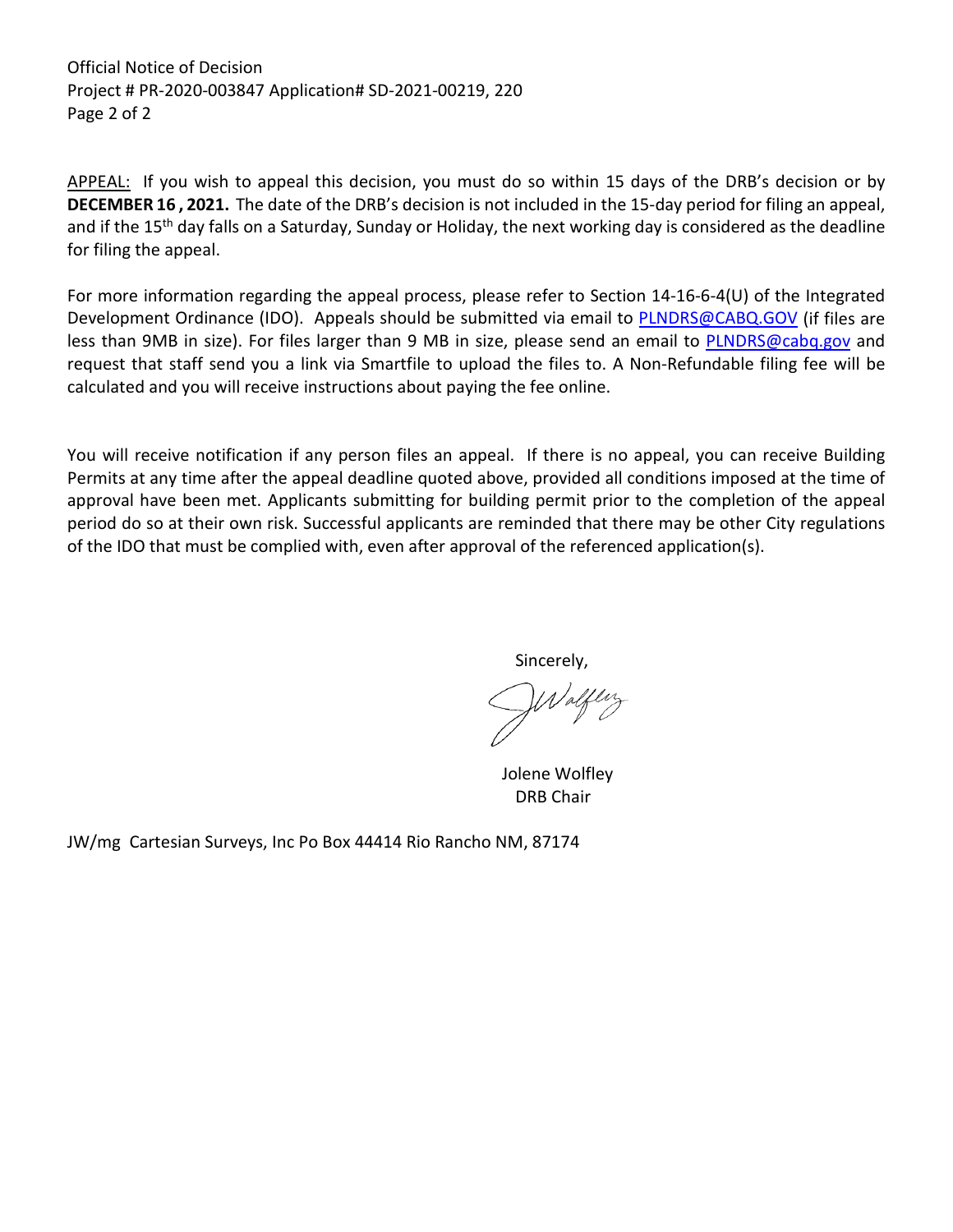APPEAL: If you wish to appeal this decision, you must do so within 15 days of the DRB's decision or by **DECEMBER 16 , 2021.** The date of the DRB's decision is not included in the 15-day period for filing an appeal, and if the 15th day falls on a Saturday, Sunday or Holiday, the next working day is considered as the deadline for filing the appeal.

For more information regarding the appeal process, please refer to Section 14-16-6-4(U) of the Integrated Development Ordinance (IDO). Appeals should be submitted via email to PLNDRS@CABQ.GOV (if files are less than 9MB in size). For files larger than 9 MB in size, please send an email to PLNDRS@cabq.gov and request that staff send you a link via Smartfile to upload the files to. A Non-Refundable filing fee will be calculated and you will receive instructions about paying the fee online.

You will receive notification if any person files an appeal. If there is no appeal, you can receive Building Permits at any time after the appeal deadline quoted above, provided all conditions imposed at the time of approval have been met. Applicants submitting for building permit prior to the completion of the appeal period do so at their own risk. Successful applicants are reminded that there may be other City regulations of the IDO that must be complied with, even after approval of the referenced application(s).

Sincerely,

Jolene Wolfley
DRB Chair

JW/mg Cartesian Surveys, Inc Po Box 44414 Rio Rancho NM, 87174